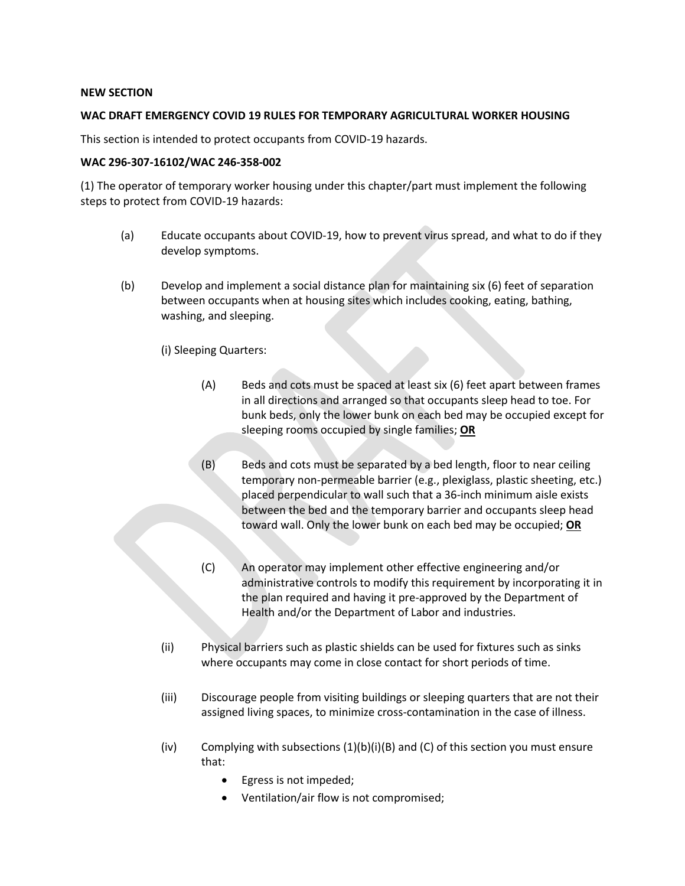**NEW SECTION**

**WAC DRAFT EMERGENCY COVID 19 RULES FOR TEMPORARY AGRICULTURAL WORKER HOUSING**

This section is intended to protect occupants from COVID-19 hazards.

**WAC 296-307-16102/WAC 246-358-002**

(1) The operator of temporary worker housing under this chapter/part must implement the following steps to protect from COVID-19 hazards:

(a) Educate occupants about COVID-19, how to prevent virus spread, and what to do if they develop symptoms.

(b) Develop and implement a social distance plan for maintaining six (6) feet of separation between occupants when at housing sites which includes cooking, eating, bathing, washing, and sleeping.

(i) Sleeping Quarters:

(A) Beds and cots must be spaced at least six (6) feet apart between frames in all directions and arranged so that occupants sleep head to toe. For bunk beds, only the lower bunk on each bed may be occupied except for sleeping rooms occupied by single families; **OR**

(B) Beds and cots must be separated by a bed length, floor to near ceiling temporary non-permeable barrier (e.g., plexiglass, plastic sheeting, etc.) placed perpendicular to wall such that a 36-inch minimum aisle exists between the bed and the temporary barrier and occupants sleep head toward wall. Only the lower bunk on each bed may be occupied; **OR**

(C) An operator may implement other effective engineering and/or administrative controls to modify this requirement by incorporating it in the plan required and having it pre-approved by the Department of Health and/or the Department of Labor and industries.

(ii) Physical barriers such as plastic shields can be used for fixtures such as sinks where occupants may come in close contact for short periods of time.

(iii) Discourage people from visiting buildings or sleeping quarters that are not their assigned living spaces, to minimize cross-contamination in the case of illness.

(iv) Complying with subsections (1)(b)(i)(B) and (C) of this section you must ensure that:

- Egress is not impeded;
- Ventilation/air flow is not compromised;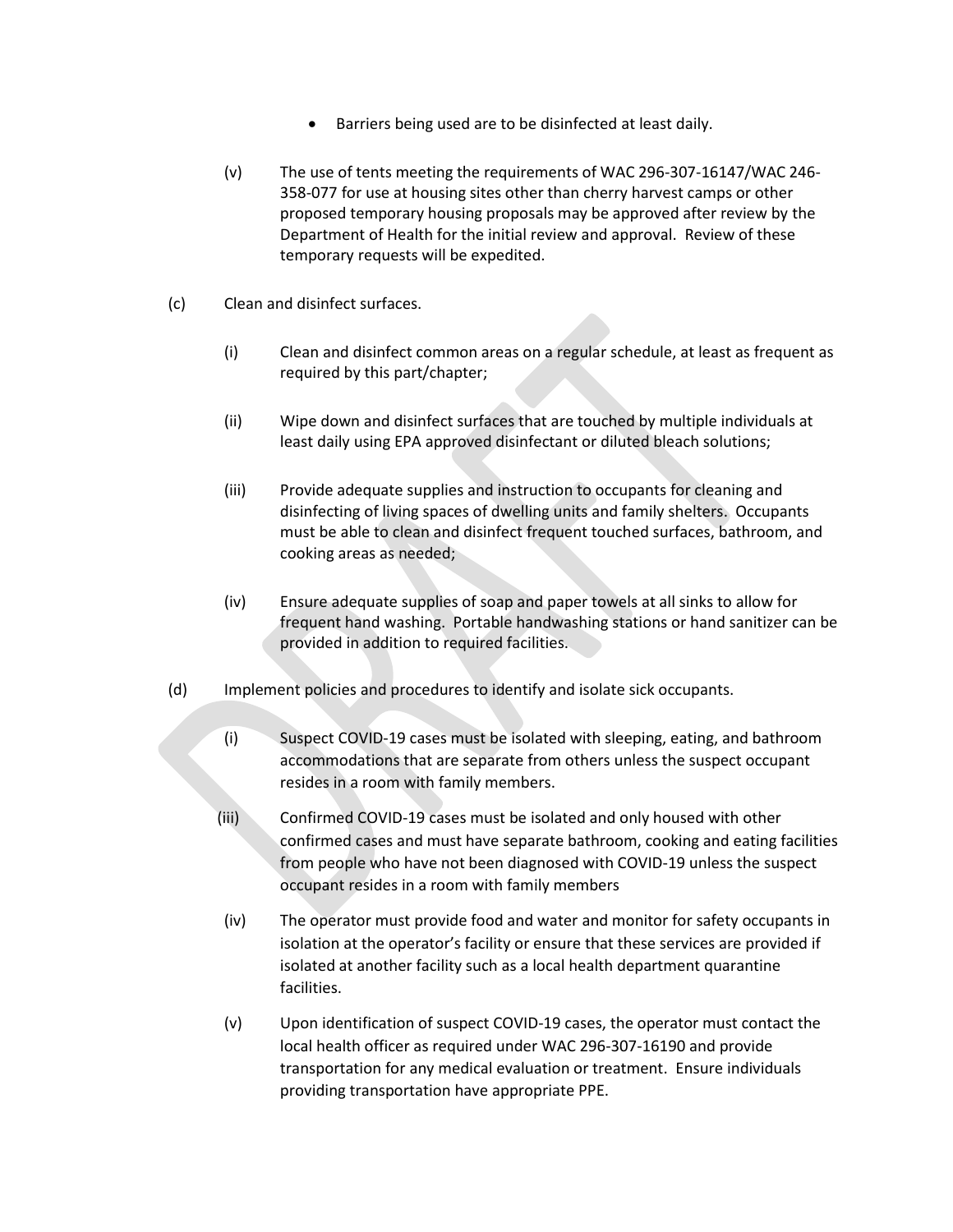- Barriers being used are to be disinfected at least daily.

(v) The use of tents meeting the requirements of WAC 296-307-16147/WAC 246-358-077 for use at housing sites other than cherry harvest camps or other proposed temporary housing proposals may be approved after review by the Department of Health for the initial review and approval. Review of these temporary requests will be expedited.

(c) Clean and disinfect surfaces.

(i) Clean and disinfect common areas on a regular schedule, at least as frequent as required by this part/chapter;

(ii) Wipe down and disinfect surfaces that are touched by multiple individuals at least daily using EPA approved disinfectant or diluted bleach solutions;

(iii) Provide adequate supplies and instruction to occupants for cleaning and disinfecting of living spaces of dwelling units and family shelters. Occupants must be able to clean and disinfect frequent touched surfaces, bathroom, and cooking areas as needed;

(iv) Ensure adequate supplies of soap and paper towels at all sinks to allow for frequent hand washing. Portable handwashing stations or hand sanitizer can be provided in addition to required facilities.

(d) Implement policies and procedures to identify and isolate sick occupants.

(i) Suspect COVID-19 cases must be isolated with sleeping, eating, and bathroom accommodations that are separate from others unless the suspect occupant resides in a room with family members.

(iii) Confirmed COVID-19 cases must be isolated and only housed with other confirmed cases and must have separate bathroom, cooking and eating facilities from people who have not been diagnosed with COVID-19 unless the suspect occupant resides in a room with family members

(iv) The operator must provide food and water and monitor for safety occupants in isolation at the operator's facility or ensure that these services are provided if isolated at another facility such as a local health department quarantine facilities.

(v) Upon identification of suspect COVID-19 cases, the operator must contact the local health officer as required under WAC 296-307-16190 and provide transportation for any medical evaluation or treatment. Ensure individuals providing transportation have appropriate PPE.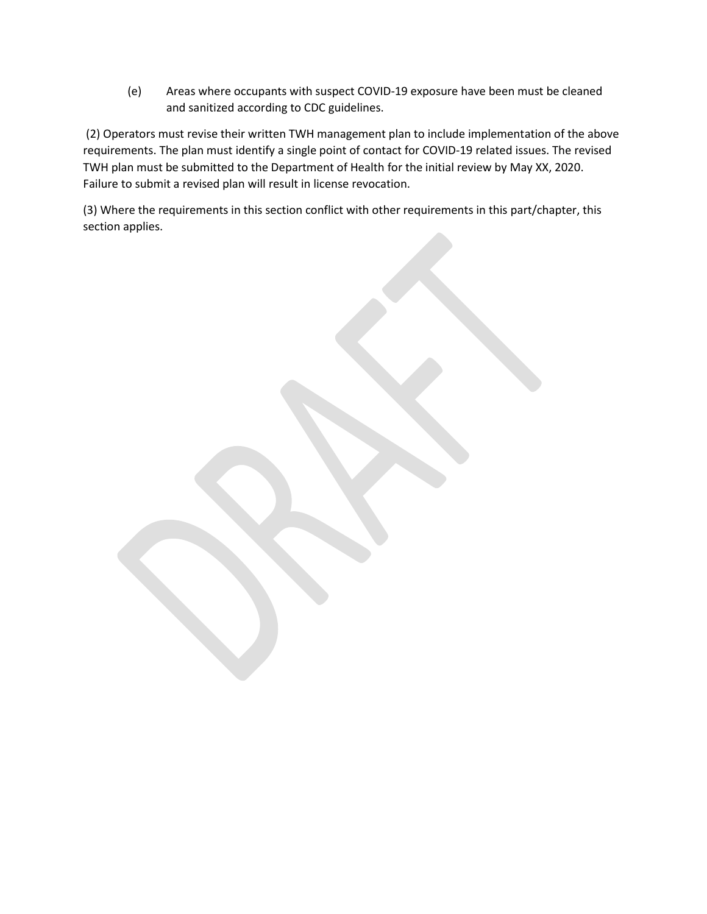(e) Areas where occupants with suspect COVID-19 exposure have been must be cleaned and sanitized according to CDC guidelines.

(2) Operators must revise their written TWH management plan to include implementation of the above requirements. The plan must identify a single point of contact for COVID-19 related issues. The revised TWH plan must be submitted to the Department of Health for the initial review by May XX, 2020. Failure to submit a revised plan will result in license revocation.

(3) Where the requirements in this section conflict with other requirements in this part/chapter, this section applies.